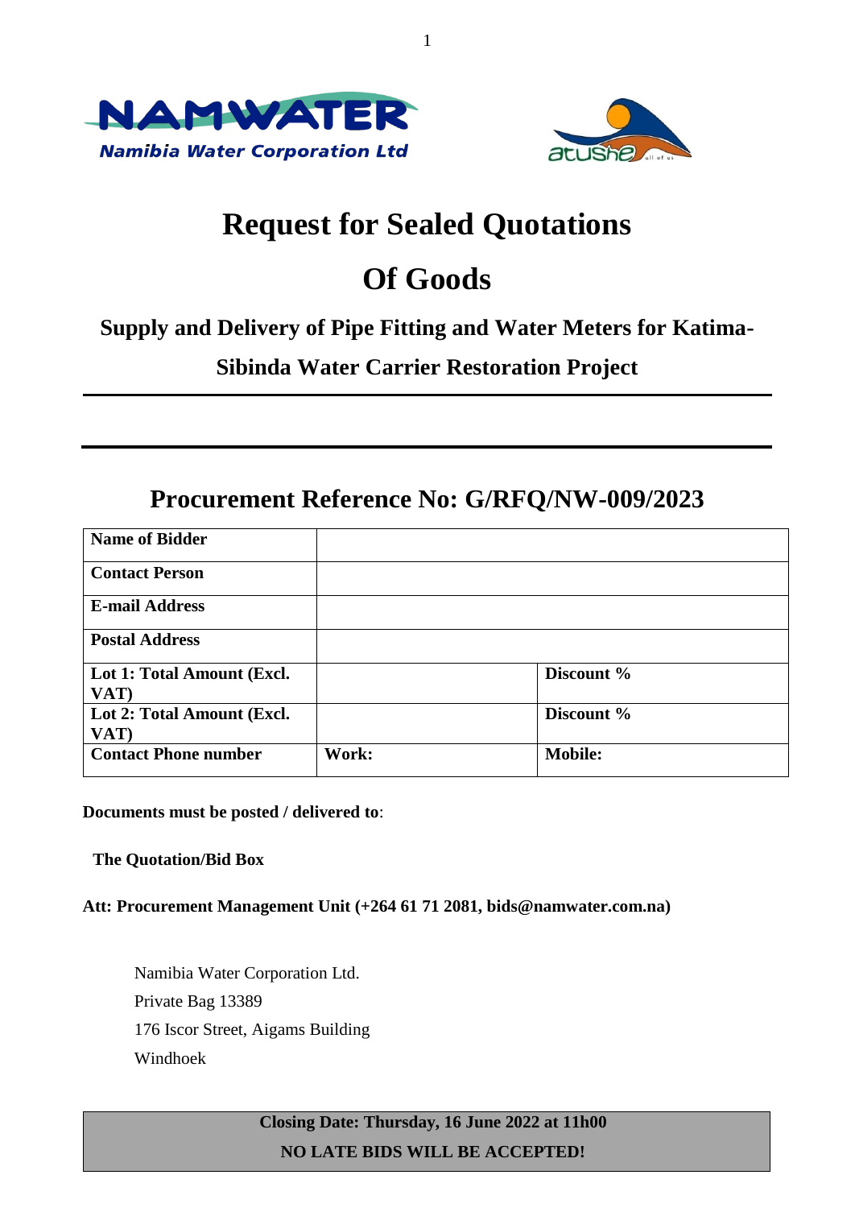# Request for Sealed Quotations

# Of Goods

## Supply and Delivery of Pipe Fitting and Water Meters for Katima-Sibinda Water Carrier Restoration Project

---

---

## Procurement Reference No: G/RFQ/NW-009/2023

| **Name of Bidder** | | |
|---|---|---|
| **Contact Person** | | |
| **E-mail Address** | | |
| **Postal Address** | | |
| **Lot 1: Total Amount (Excl. VAT)** | | **Discount %** |
| **Lot 2: Total Amount (Excl. VAT)** | | **Discount %** |
| **Contact Phone number** | **Work:** | **Mobile:** |

**Documents must be posted / delivered to**:

**The Quotation/Bid Box**

**Att: Procurement Management Unit (+264 61 71 2081, bids@namwater.com.na)**

Namibia Water Corporation Ltd.
Private Bag 13389
176 Iscor Street, Aigams Building
Windhoek

**Closing Date: Thursday, 16 June 2022 at 11h00**

**NO LATE BIDS WILL BE ACCEPTED!**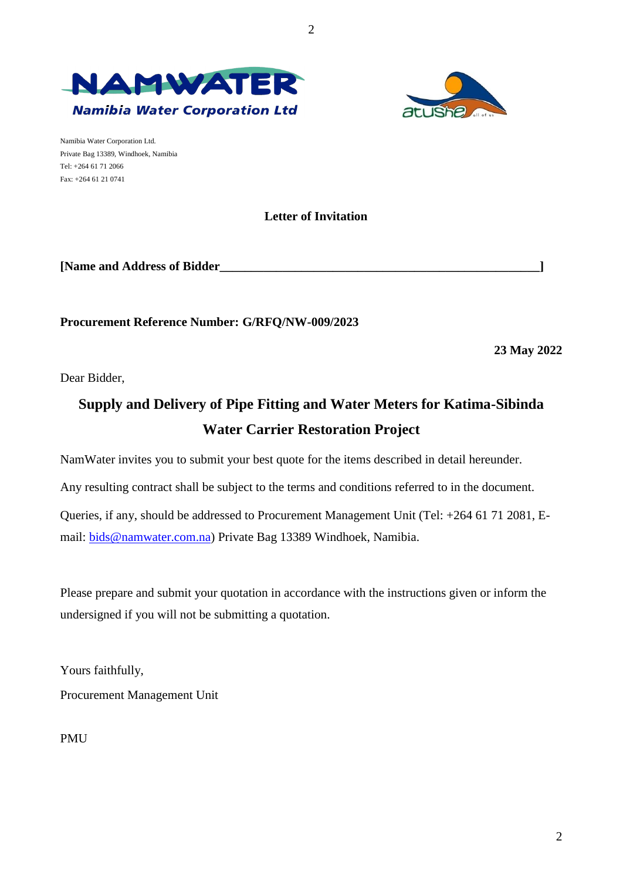Namibia Water Corporation Ltd.
Private Bag 13389, Windhoek, Namibia
Tel: +264 61 71 2066
Fax: +264 61 21 0741

**Letter of Invitation**

**[Name and Address of Bidder______________________________________________________]**

**Procurement Reference Number: G/RFQ/NW-009/2023**

**23 May 2022**

Dear Bidder,

## Supply and Delivery of Pipe Fitting and Water Meters for Katima-Sibinda Water Carrier Restoration Project

NamWater invites you to submit your best quote for the items described in detail hereunder.

Any resulting contract shall be subject to the terms and conditions referred to in the document.

Queries, if any, should be addressed to Procurement Management Unit (Tel: +264 61 71 2081, E-mail: bids@namwater.com.na) Private Bag 13389 Windhoek, Namibia.

Please prepare and submit your quotation in accordance with the instructions given or inform the undersigned if you will not be submitting a quotation.

Yours faithfully,

Procurement Management Unit

PMU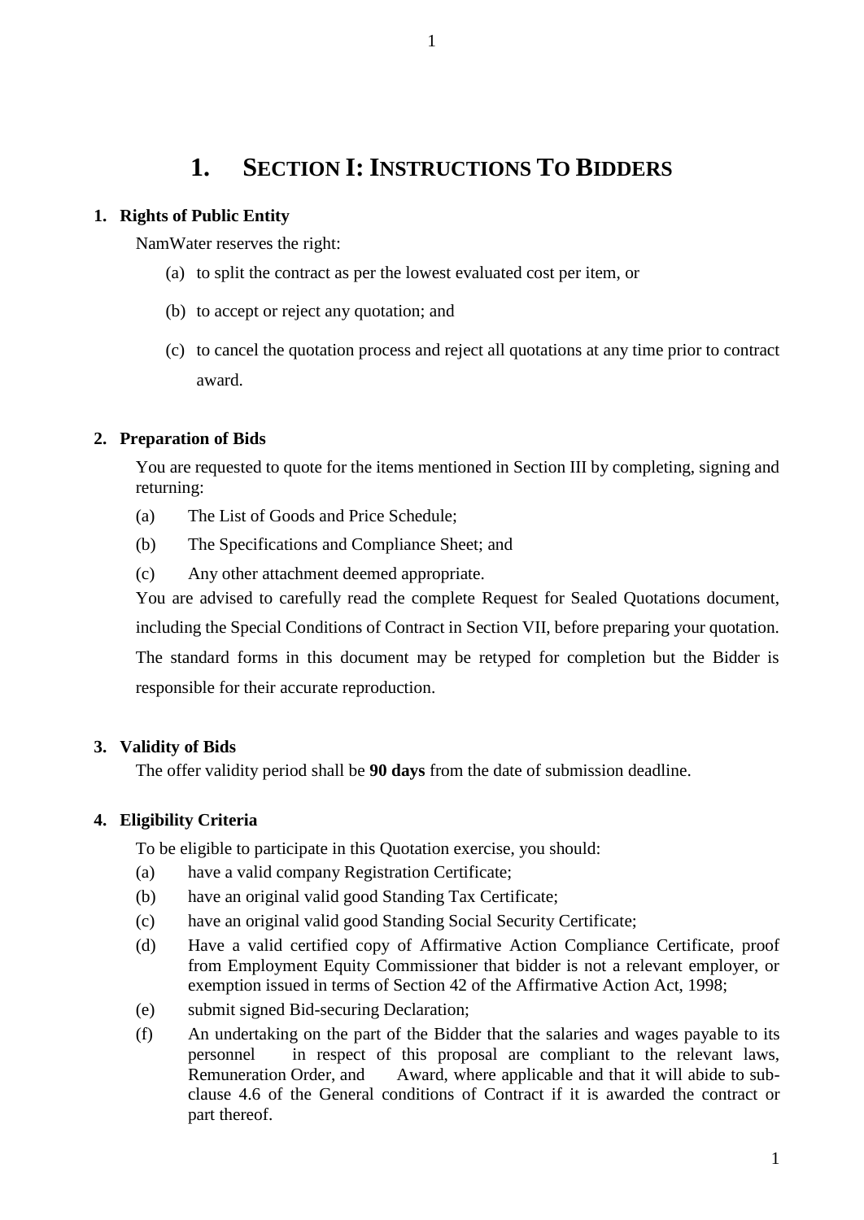# 1. SECTION I: INSTRUCTIONS TO BIDDERS

**1. Rights of Public Entity**

NamWater reserves the right:

(a) to split the contract as per the lowest evaluated cost per item, or

(b) to accept or reject any quotation; and

(c) to cancel the quotation process and reject all quotations at any time prior to contract award.

**2. Preparation of Bids**

You are requested to quote for the items mentioned in Section III by completing, signing and returning:

(a) The List of Goods and Price Schedule;

(b) The Specifications and Compliance Sheet; and

(c) Any other attachment deemed appropriate.

You are advised to carefully read the complete Request for Sealed Quotations document, including the Special Conditions of Contract in Section VII, before preparing your quotation. The standard forms in this document may be retyped for completion but the Bidder is responsible for their accurate reproduction.

**3. Validity of Bids**

The offer validity period shall be **90 days** from the date of submission deadline.

**4. Eligibility Criteria**

To be eligible to participate in this Quotation exercise, you should:

(a) have a valid company Registration Certificate;

(b) have an original valid good Standing Tax Certificate;

(c) have an original valid good Standing Social Security Certificate;

(d) Have a valid certified copy of Affirmative Action Compliance Certificate, proof from Employment Equity Commissioner that bidder is not a relevant employer, or exemption issued in terms of Section 42 of the Affirmative Action Act, 1998;

(e) submit signed Bid-securing Declaration;

(f) An undertaking on the part of the Bidder that the salaries and wages payable to its personnel in respect of this proposal are compliant to the relevant laws, Remuneration Order, and Award, where applicable and that it will abide to sub-clause 4.6 of the General conditions of Contract if it is awarded the contract or part thereof.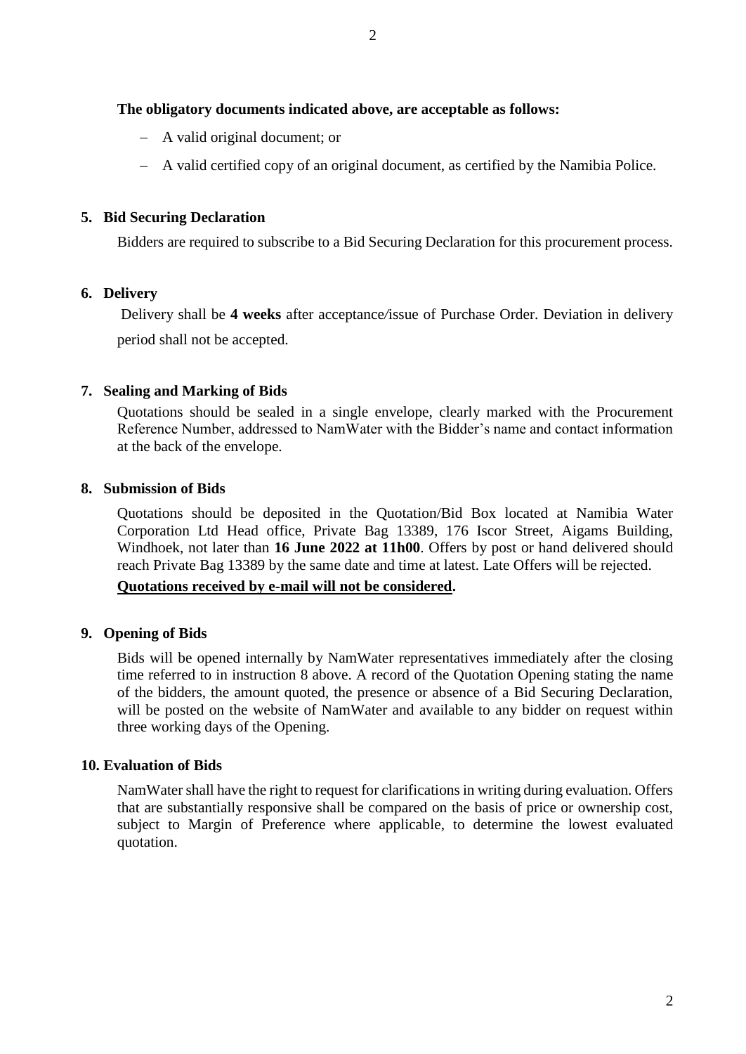**The obligatory documents indicated above, are acceptable as follows:**

- A valid original document; or
- A valid certified copy of an original document, as certified by the Namibia Police.

**5. Bid Securing Declaration**

Bidders are required to subscribe to a Bid Securing Declaration for this procurement process.

**6. Delivery**

Delivery shall be **4 weeks** after acceptance/issue of Purchase Order. Deviation in delivery period shall not be accepted.

**7. Sealing and Marking of Bids**

Quotations should be sealed in a single envelope, clearly marked with the Procurement Reference Number, addressed to NamWater with the Bidder's name and contact information at the back of the envelope.

**8. Submission of Bids**

Quotations should be deposited in the Quotation/Bid Box located at Namibia Water Corporation Ltd Head office, Private Bag 13389, 176 Iscor Street, Aigams Building, Windhoek, not later than **16 June 2022 at 11h00**. Offers by post or hand delivered should reach Private Bag 13389 by the same date and time at latest. Late Offers will be rejected.

**Quotations received by e-mail will not be considered.**

**9. Opening of Bids**

Bids will be opened internally by NamWater representatives immediately after the closing time referred to in instruction 8 above. A record of the Quotation Opening stating the name of the bidders, the amount quoted, the presence or absence of a Bid Securing Declaration, will be posted on the website of NamWater and available to any bidder on request within three working days of the Opening.

**10. Evaluation of Bids**

NamWater shall have the right to request for clarifications in writing during evaluation. Offers that are substantially responsive shall be compared on the basis of price or ownership cost, subject to Margin of Preference where applicable, to determine the lowest evaluated quotation.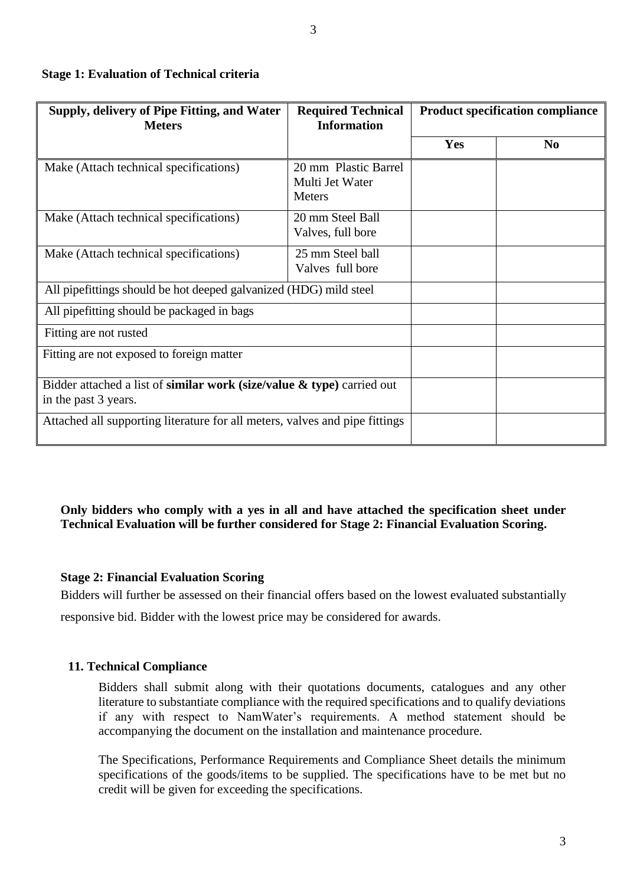**Stage 1: Evaluation of Technical criteria**

| Supply, delivery of Pipe Fitting, and Water Meters | Required Technical Information | Product specification compliance | |
|---|---|---|---|
| | | **Yes** | **No** |
| Make (Attach technical specifications) | 20 mm Plastic Barrel Multi Jet Water Meters | | |
| Make (Attach technical specifications) | 20 mm Steel Ball Valves, full bore | | |
| Make (Attach technical specifications) | 25 mm Steel ball Valves full bore | | |
| All pipefittings should be hot deeped galvanized (HDG) mild steel | | | |
| All pipefitting should be packaged in bags | | | |
| Fitting are not rusted | | | |
| Fitting are not exposed to foreign matter | | | |
| Bidder attached a list of **similar work (size/value & type)** carried out in the past 3 years. | | | |
| Attached all supporting literature for all meters, valves and pipe fittings | | | |

**Only bidders who comply with a yes in all and have attached the specification sheet under Technical Evaluation will be further considered for Stage 2: Financial Evaluation Scoring.**

**Stage 2: Financial Evaluation Scoring**

Bidders will further be assessed on their financial offers based on the lowest evaluated substantially responsive bid. Bidder with the lowest price may be considered for awards.

**11. Technical Compliance**

Bidders shall submit along with their quotations documents, catalogues and any other literature to substantiate compliance with the required specifications and to qualify deviations if any with respect to NamWater's requirements. A method statement should be accompanying the document on the installation and maintenance procedure.

The Specifications, Performance Requirements and Compliance Sheet details the minimum specifications of the goods/items to be supplied. The specifications have to be met but no credit will be given for exceeding the specifications.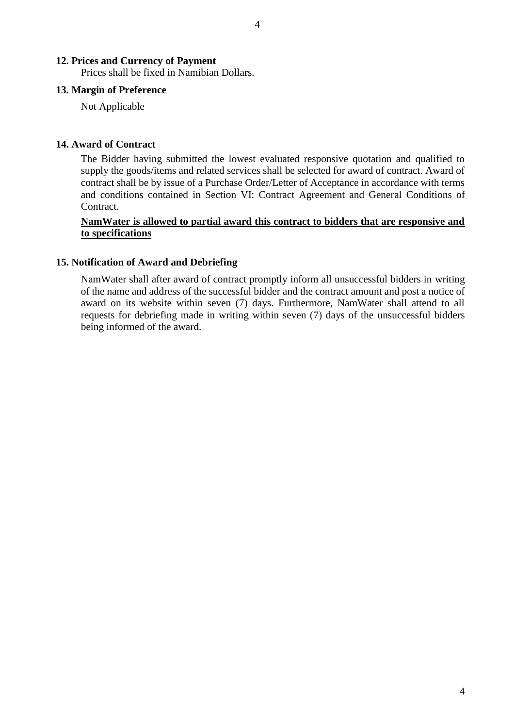## 12. Prices and Currency of Payment

Prices shall be fixed in Namibian Dollars.

## 13. Margin of Preference

Not Applicable

## 14. Award of Contract

The Bidder having submitted the lowest evaluated responsive quotation and qualified to supply the goods/items and related services shall be selected for award of contract. Award of contract shall be by issue of a Purchase Order/Letter of Acceptance in accordance with terms and conditions contained in Section VI: Contract Agreement and General Conditions of Contract.

<u>**NamWater is allowed to partial award this contract to bidders that are responsive and to specifications**</u>

## 15. Notification of Award and Debriefing

NamWater shall after award of contract promptly inform all unsuccessful bidders in writing of the name and address of the successful bidder and the contract amount and post a notice of award on its website within seven (7) days. Furthermore, NamWater shall attend to all requests for debriefing made in writing within seven (7) days of the unsuccessful bidders being informed of the award.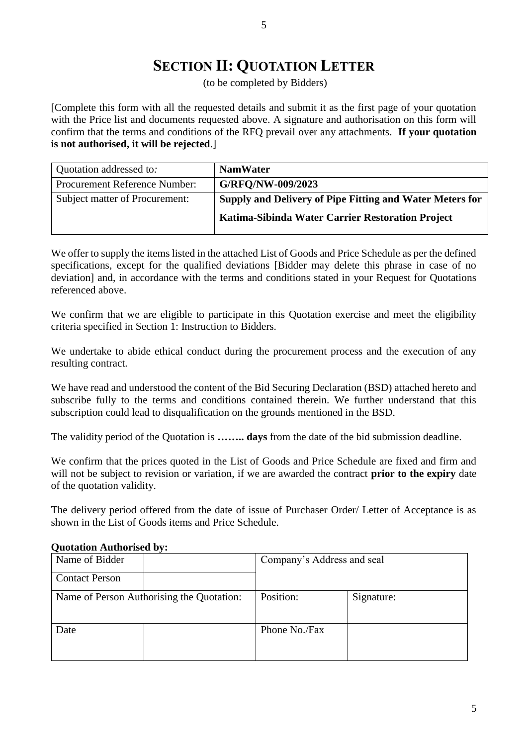# SECTION II: QUOTATION LETTER

(to be completed by Bidders)

[Complete this form with all the requested details and submit it as the first page of your quotation with the Price list and documents requested above. A signature and authorisation on this form will confirm that the terms and conditions of the RFQ prevail over any attachments. **If your quotation is not authorised, it will be rejected**.]

| Quotation addressed to: | **NamWater** |
|---|---|
| Procurement Reference Number: | **G/RFQ/NW-009/2023** |
| Subject matter of Procurement: | **Supply and Delivery of Pipe Fitting and Water Meters for Katima-Sibinda Water Carrier Restoration Project** |

We offer to supply the items listed in the attached List of Goods and Price Schedule as per the defined specifications, except for the qualified deviations [Bidder may delete this phrase in case of no deviation] and, in accordance with the terms and conditions stated in your Request for Quotations referenced above.

We confirm that we are eligible to participate in this Quotation exercise and meet the eligibility criteria specified in Section 1: Instruction to Bidders.

We undertake to abide ethical conduct during the procurement process and the execution of any resulting contract.

We have read and understood the content of the Bid Securing Declaration (BSD) attached hereto and subscribe fully to the terms and conditions contained therein. We further understand that this subscription could lead to disqualification on the grounds mentioned in the BSD.

The validity period of the Quotation is **…….. days** from the date of the bid submission deadline.

We confirm that the prices quoted in the List of Goods and Price Schedule are fixed and firm and will not be subject to revision or variation, if we are awarded the contract **prior to the expiry** date of the quotation validity.

The delivery period offered from the date of issue of Purchaser Order/ Letter of Acceptance is as shown in the List of Goods items and Price Schedule.

**Quotation Authorised by:**

| Name of Bidder | | Company's Address and seal | |
|---|---|---|---|
| Contact Person | | | |
| Name of Person Authorising the Quotation: | | Position: | Signature: |
| Date | | Phone No./Fax | |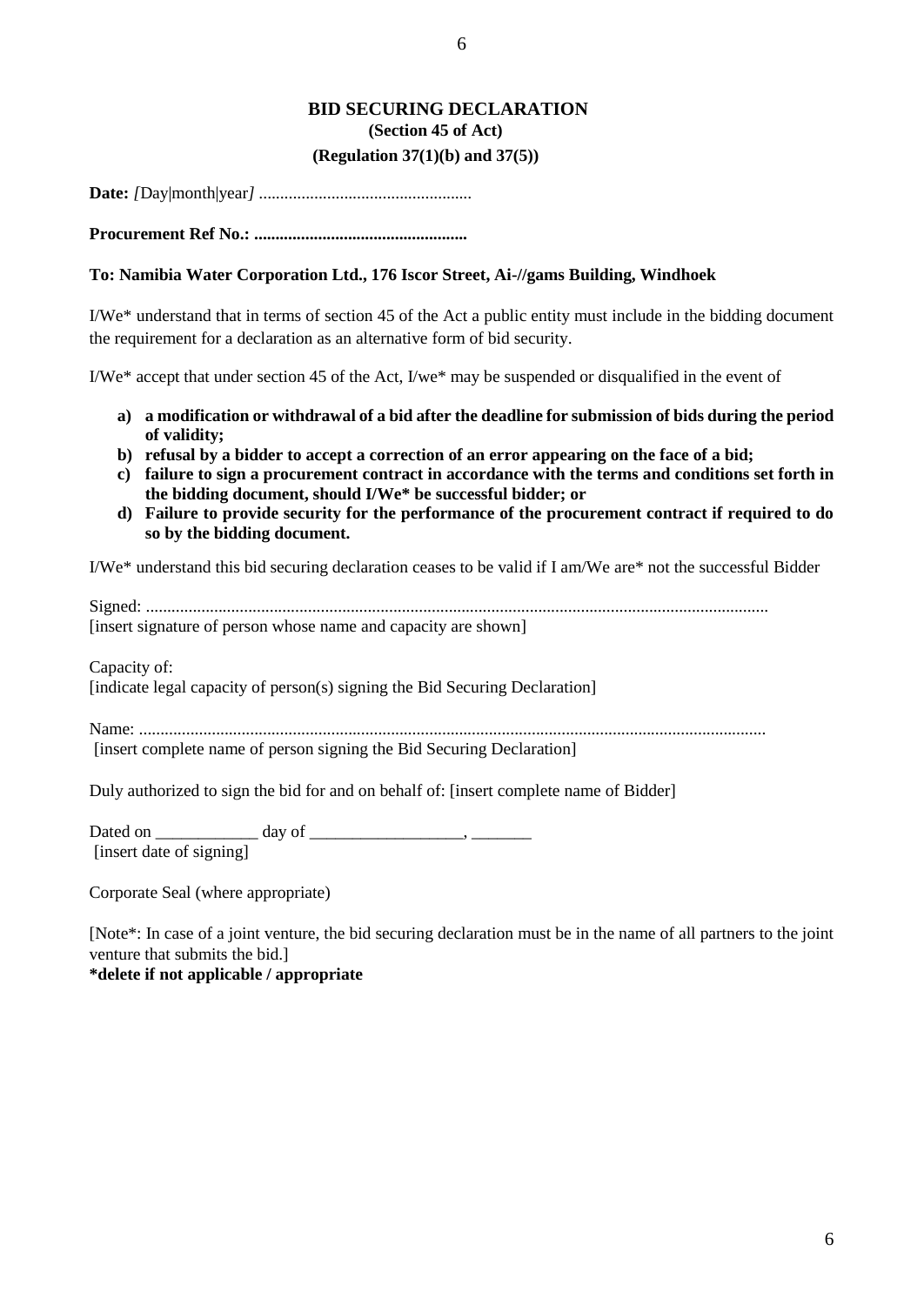# BID SECURING DECLARATION

**(Section 45 of Act)**

**(Regulation 37(1)(b) and 37(5))**

**Date:** *[*Day|month|year*]* .................................................

**Procurement Ref No.: .................................................**

**To: Namibia Water Corporation Ltd., 176 Iscor Street, Ai-//gams Building, Windhoek**

I/We* understand that in terms of section 45 of the Act a public entity must include in the bidding document the requirement for a declaration as an alternative form of bid security.

I/We* accept that under section 45 of the Act, I/we* may be suspended or disqualified in the event of

- **a) a modification or withdrawal of a bid after the deadline for submission of bids during the period of validity;**
- **b) refusal by a bidder to accept a correction of an error appearing on the face of a bid;**
- **c) failure to sign a procurement contract in accordance with the terms and conditions set forth in the bidding document, should I/We* be successful bidder; or**
- **d) Failure to provide security for the performance of the procurement contract if required to do so by the bidding document.**

I/We* understand this bid securing declaration ceases to be valid if I am/We are* not the successful Bidder

Signed: ...............................................................................................................................................
[insert signature of person whose name and capacity are shown]

Capacity of:
[indicate legal capacity of person(s) signing the Bid Securing Declaration]

Name: ................................................................................................................................................
[insert complete name of person signing the Bid Securing Declaration]

Duly authorized to sign the bid for and on behalf of: [insert complete name of Bidder]

Dated on ____________ day of __________________, _______
[insert date of signing]

Corporate Seal (where appropriate)

[Note*: In case of a joint venture, the bid securing declaration must be in the name of all partners to the joint venture that submits the bid.]
**\*delete if not applicable / appropriate**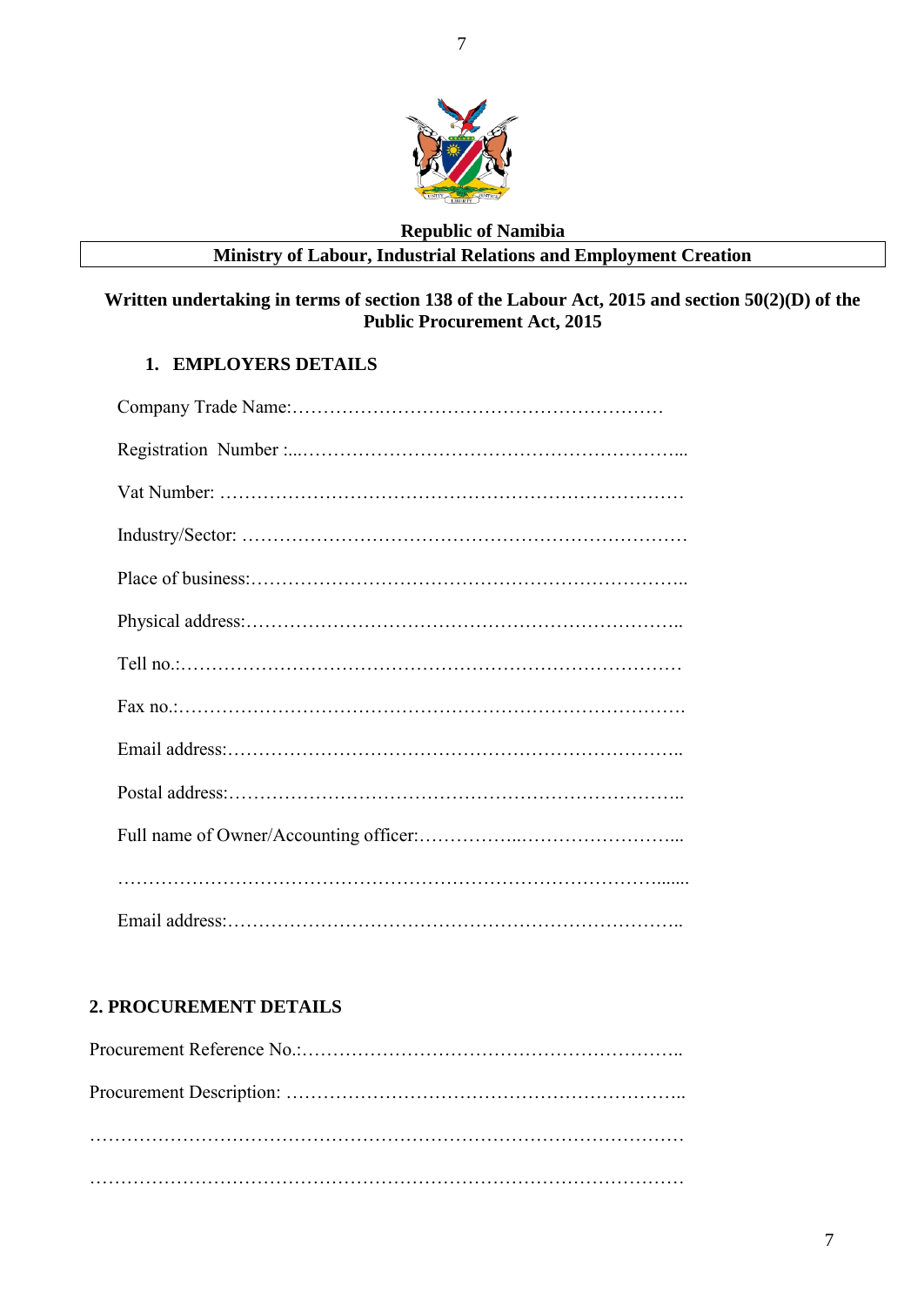**Republic of Namibia**

**Ministry of Labour, Industrial Relations and Employment Creation**

**Written undertaking in terms of section 138 of the Labour Act, 2015 and section 50(2)(D) of the Public Procurement Act, 2015**

## 1. EMPLOYERS DETAILS

Company Trade Name:……………………………………………………

Registration Number :...……………………………………………………...

Vat Number: …………………………………………………………………

Industry/Sector: ………………………………………………………………

Place of business:……………………………………………………………..

Physical address:……………………………………………………………..

Tell no.:………………………………………………………………………

Fax no.:……………………………………………………………………….

Email address:………………………………………………………………..

Postal address:………………………………………………………………..

Full name of Owner/Accounting officer:……………...……………………...

…………………………………………………………………………........

Email address:………………………………………………………………..

## 2. PROCUREMENT DETAILS

Procurement Reference No.:…………………………………………………..

Procurement Description: ……………………………………………………..

……………………………………………………………………………………

……………………………………………………………………………………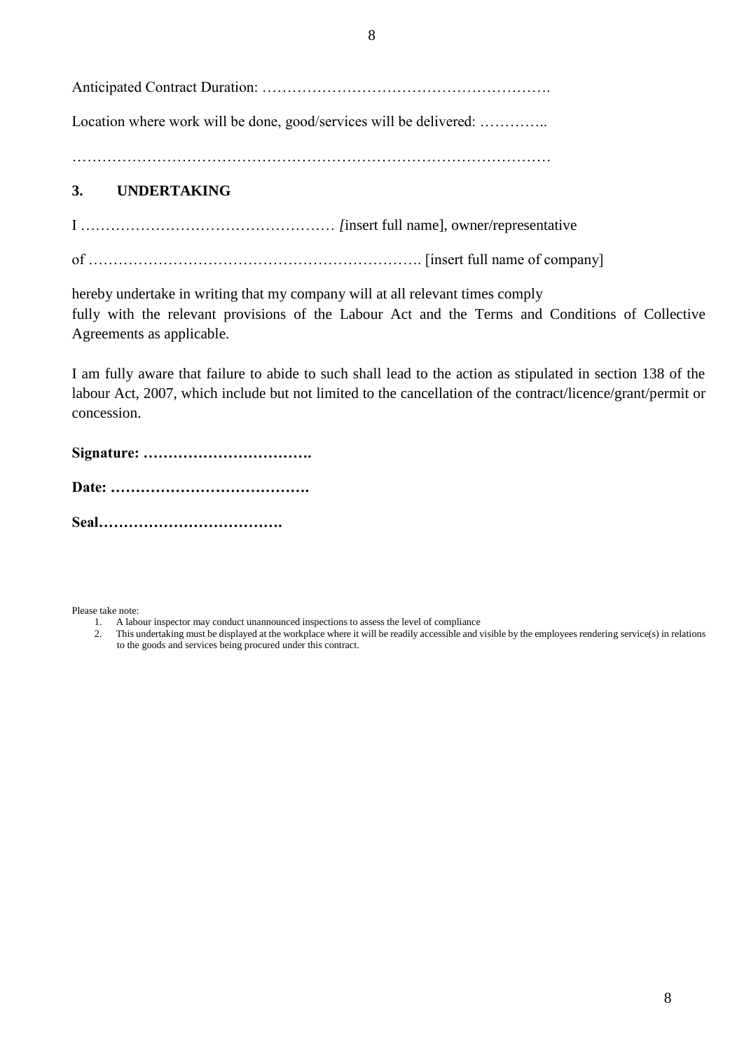Anticipated Contract Duration: ………………………………………………….

Location where work will be done, good/services will be delivered: …………..

……………………………………………………………………………………

### 3. UNDERTAKING

I …………………………………………… *[*insert full name], owner/representative

of …………………………………………………………. [insert full name of company]

hereby undertake in writing that my company will at all relevant times comply fully with the relevant provisions of the Labour Act and the Terms and Conditions of Collective Agreements as applicable.

I am fully aware that failure to abide to such shall lead to the action as stipulated in section 138 of the labour Act, 2007, which include but not limited to the cancellation of the contract/licence/grant/permit or concession.

**Signature: …………………………….**

**Date: ………………………………….**

**Seal……………………………….**

Please take note:

1. A labour inspector may conduct unannounced inspections to assess the level of compliance
2. This undertaking must be displayed at the workplace where it will be readily accessible and visible by the employees rendering service(s) in relations to the goods and services being procured under this contract.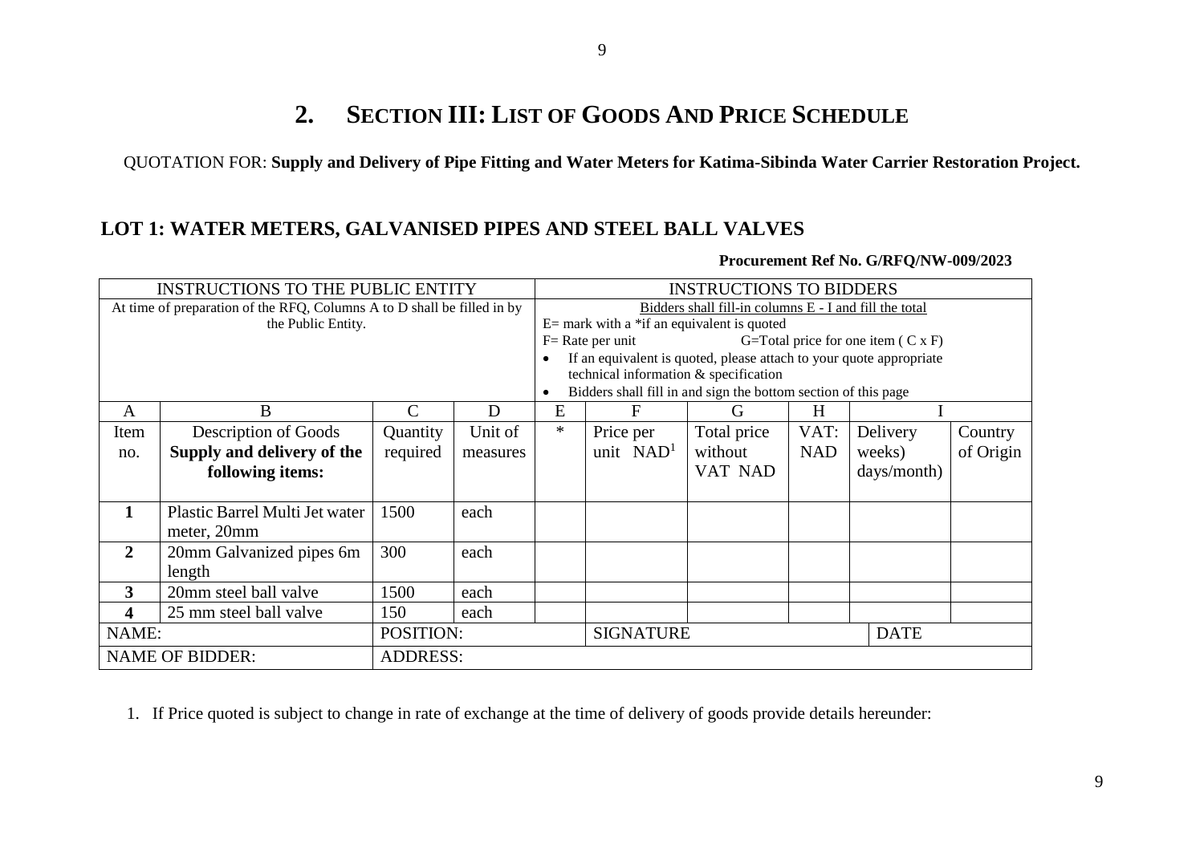## 2. SECTION III: LIST OF GOODS AND PRICE SCHEDULE

QUOTATION FOR: **Supply and Delivery of Pipe Fitting and Water Meters for Katima-Sibinda Water Carrier Restoration Project.**

## LOT 1: WATER METERS, GALVANISED PIPES AND STEEL BALL VALVES

**Procurement Ref No. G/RFQ/NW-009/2023**

| INSTRUCTIONS TO THE PUBLIC ENTITY | | | | INSTRUCTIONS TO BIDDERS | | | | | |
|---|---|---|---|---|---|---|---|---|---|
| At time of preparation of the RFQ, Columns A to D shall be filled in by the Public Entity. | | | | Bidders shall fill-in columns E - I and fill the total<br>E= mark with a *if an equivalent is quoted<br>F= Rate per unit G=Total price for one item ( C x F)<br>• If an equivalent is quoted, please attach to your quote appropriate technical information & specification<br>• Bidders shall fill in and sign the bottom section of this page | | | | | |
| A | B | C | D | E | F | G | H | I | |
| Item no. | Description of Goods **Supply and delivery of the following items:** | Quantity required | Unit of measures | * | Price per unit NAD[1] | Total price without VAT NAD | VAT: NAD | Delivery weeks) days/month) | Country of Origin |
| **1** | Plastic Barrel Multi Jet water meter, 20mm | 1500 | each | | | | | | |
| **2** | 20mm Galvanized pipes 6m length | 300 | each | | | | | | |
| **3** | 20mm steel ball valve | 1500 | each | | | | | | |
| **4** | 25 mm steel ball valve | 150 | each | | | | | | |
| NAME: | | POSITION: | | | SIGNATURE | | | DATE | |
| NAME OF BIDDER: | | ADDRESS: | | | | | | | |

1. If Price quoted is subject to change in rate of exchange at the time of delivery of goods provide details hereunder: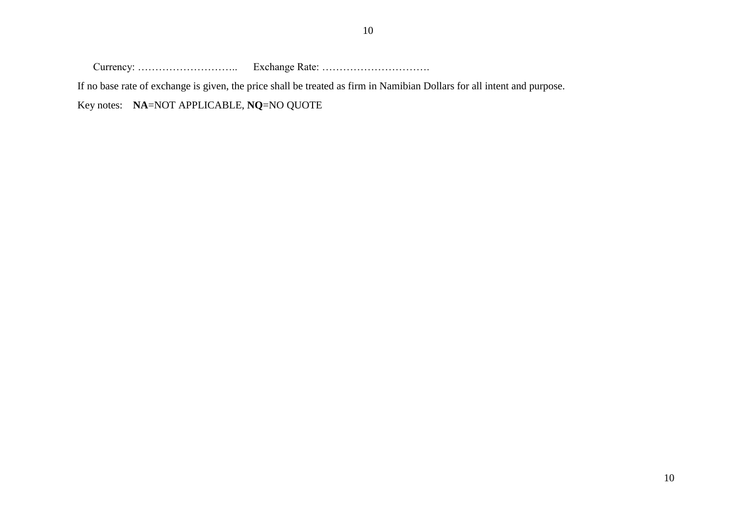Currency: ……………………….. Exchange Rate: ………………………….

If no base rate of exchange is given, the price shall be treated as firm in Namibian Dollars for all intent and purpose.

Key notes: **NA**=NOT APPLICABLE, **NQ**=NO QUOTE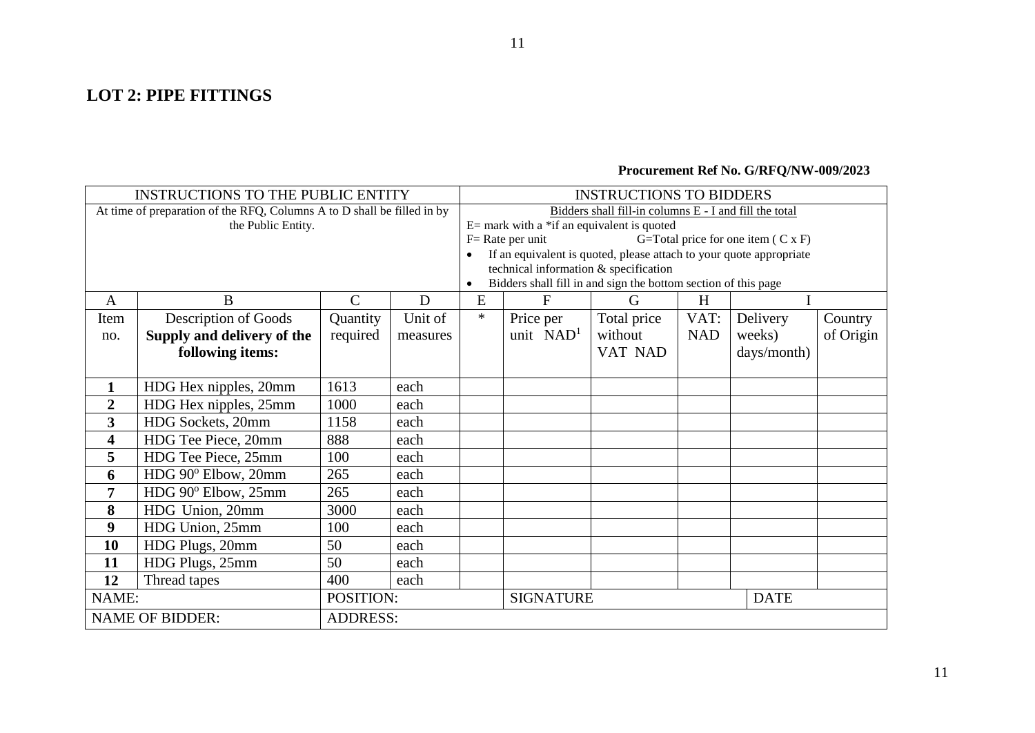## LOT 2: PIPE FITTINGS

**Procurement Ref No. G/RFQ/NW-009/2023**

| INSTRUCTIONS TO THE PUBLIC ENTITY | | | | INSTRUCTIONS TO BIDDERS | | | | | |
|---|---|---|---|---|---|---|---|---|---|
| At time of preparation of the RFQ, Columns A to D shall be filled in by the Public Entity. | | | | Bidders shall fill-in columns E - I and fill the total<br>E= mark with a *if an equivalent is quoted<br>F= Rate per unit G=Total price for one item ( C x F)<br>• If an equivalent is quoted, please attach to your quote appropriate technical information & specification<br>• Bidders shall fill in and sign the bottom section of this page | | | | | |
| A | B | C | D | E | F | G | H | I | |
| Item no. | Description of Goods **Supply and delivery of the following items:** | Quantity required | Unit of measures | * | Price per unit NAD[1] | Total price without VAT NAD | VAT: NAD | Delivery weeks) days/month) | Country of Origin |
| **1** | HDG Hex nipples, 20mm | 1613 | each | | | | | | |
| **2** | HDG Hex nipples, 25mm | 1000 | each | | | | | | |
| **3** | HDG Sockets, 20mm | 1158 | each | | | | | | |
| **4** | HDG Tee Piece, 20mm | 888 | each | | | | | | |
| **5** | HDG Tee Piece, 25mm | 100 | each | | | | | | |
| **6** | HDG 90º Elbow, 20mm | 265 | each | | | | | | |
| **7** | HDG 90º Elbow, 25mm | 265 | each | | | | | | |
| **8** | HDG Union, 20mm | 3000 | each | | | | | | |
| **9** | HDG Union, 25mm | 100 | each | | | | | | |
| **10** | HDG Plugs, 20mm | 50 | each | | | | | | |
| **11** | HDG Plugs, 25mm | 50 | each | | | | | | |
| **12** | Thread tapes | 400 | each | | | | | | |
| NAME: | | POSITION: | | | SIGNATURE | | | DATE | |
| NAME OF BIDDER: | | ADDRESS: | | | | | | | |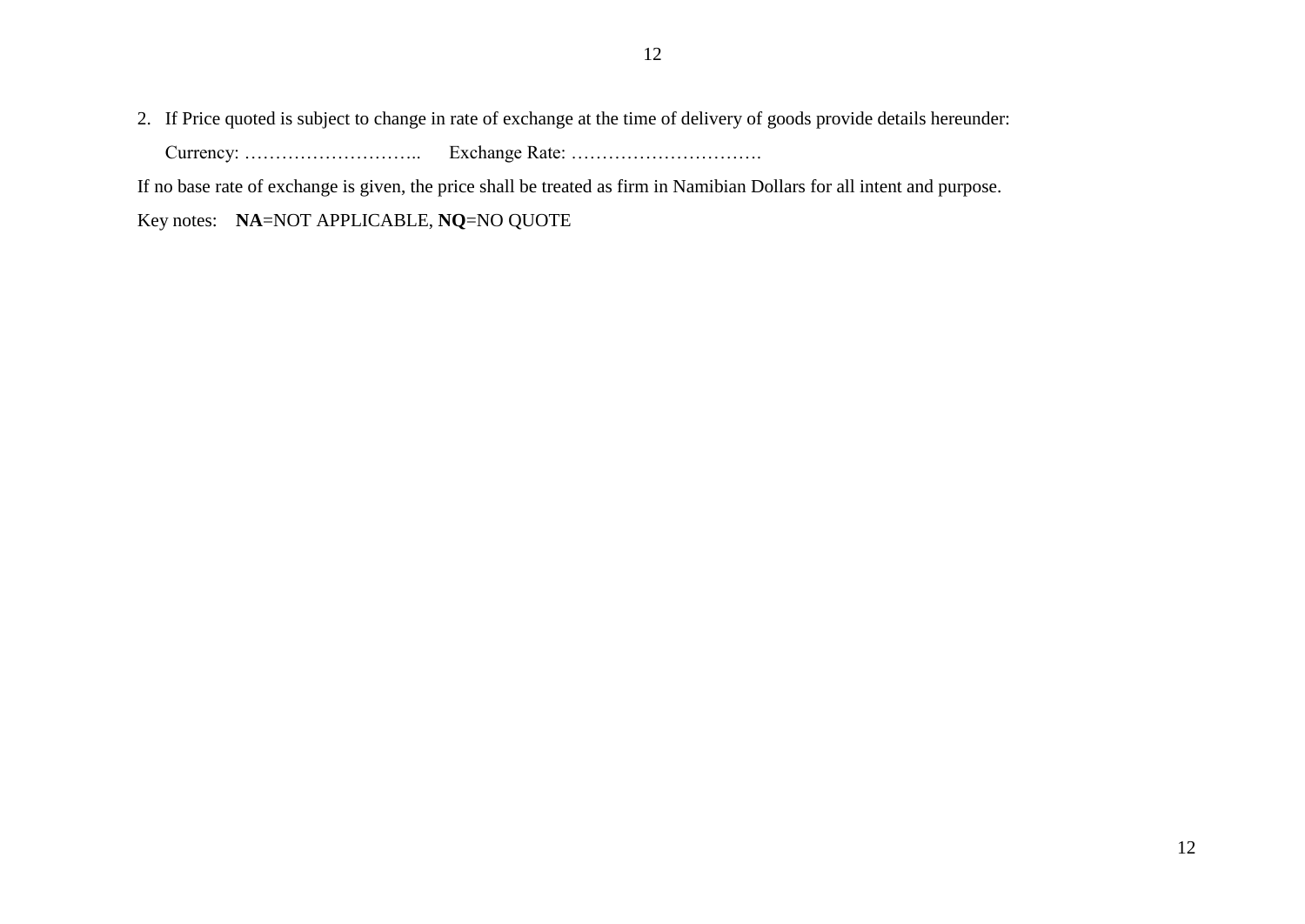2. If Price quoted is subject to change in rate of exchange at the time of delivery of goods provide details hereunder:

   Currency: ……………………….. Exchange Rate: ………………………….

If no base rate of exchange is given, the price shall be treated as firm in Namibian Dollars for all intent and purpose.

Key notes: **NA**=NOT APPLICABLE, **NQ**=NO QUOTE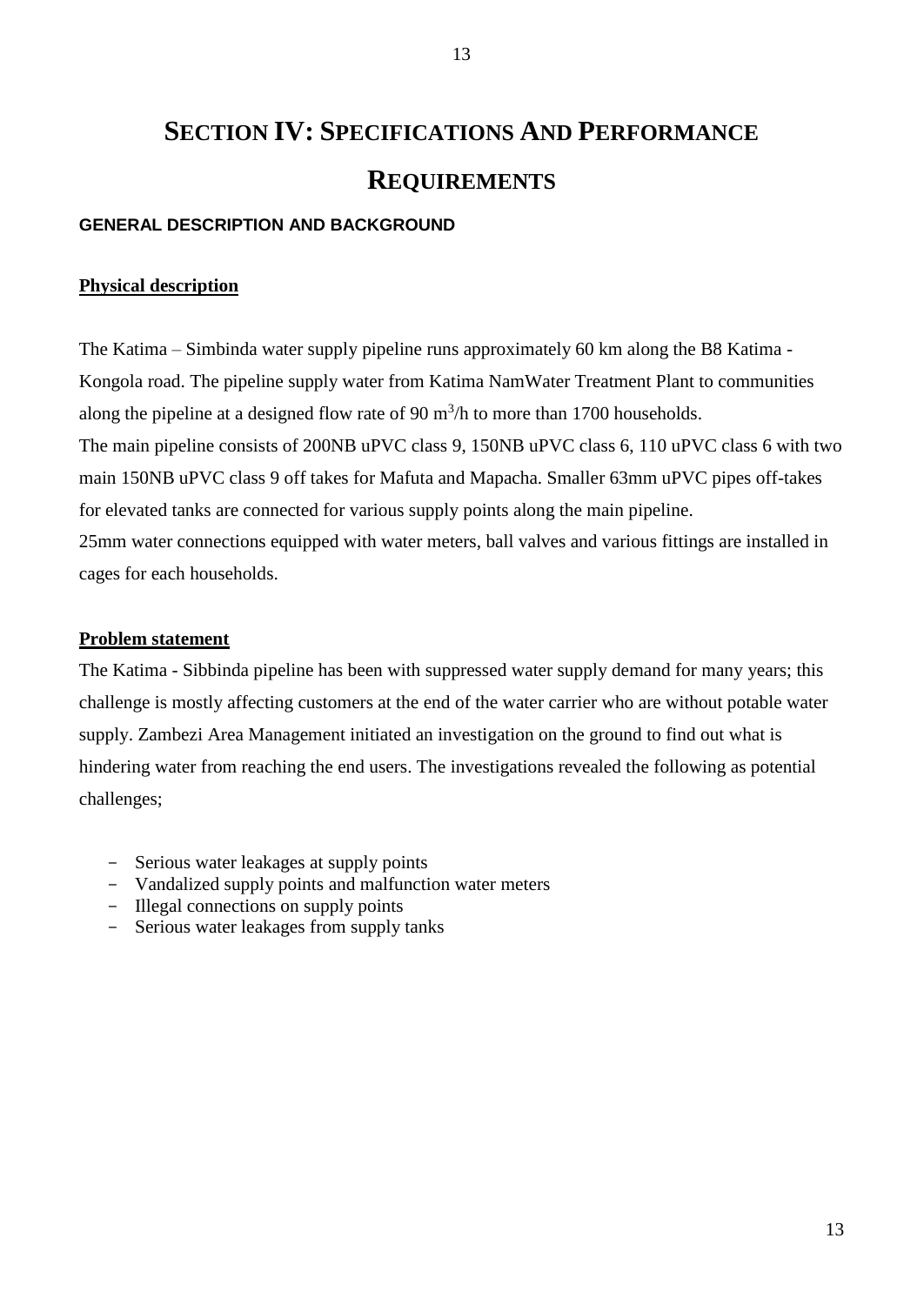# SECTION IV: SPECIFICATIONS AND PERFORMANCE REQUIREMENTS

### GENERAL DESCRIPTION AND BACKGROUND

**Physical description**

The Katima – Simbinda water supply pipeline runs approximately 60 km along the B8 Katima - Kongola road. The pipeline supply water from Katima NamWater Treatment Plant to communities along the pipeline at a designed flow rate of 90 $m^3$/h to more than 1700 households.
The main pipeline consists of 200NB uPVC class 9, 150NB uPVC class 6, 110 uPVC class 6 with two main 150NB uPVC class 9 off takes for Mafuta and Mapacha. Smaller 63mm uPVC pipes off-takes for elevated tanks are connected for various supply points along the main pipeline.
25mm water connections equipped with water meters, ball valves and various fittings are installed in cages for each households.

**Problem statement**

The Katima - Sibbinda pipeline has been with suppressed water supply demand for many years; this challenge is mostly affecting customers at the end of the water carrier who are without potable water supply. Zambezi Area Management initiated an investigation on the ground to find out what is hindering water from reaching the end users. The investigations revealed the following as potential challenges;

- Serious water leakages at supply points
- Vandalized supply points and malfunction water meters
- Illegal connections on supply points
- Serious water leakages from supply tanks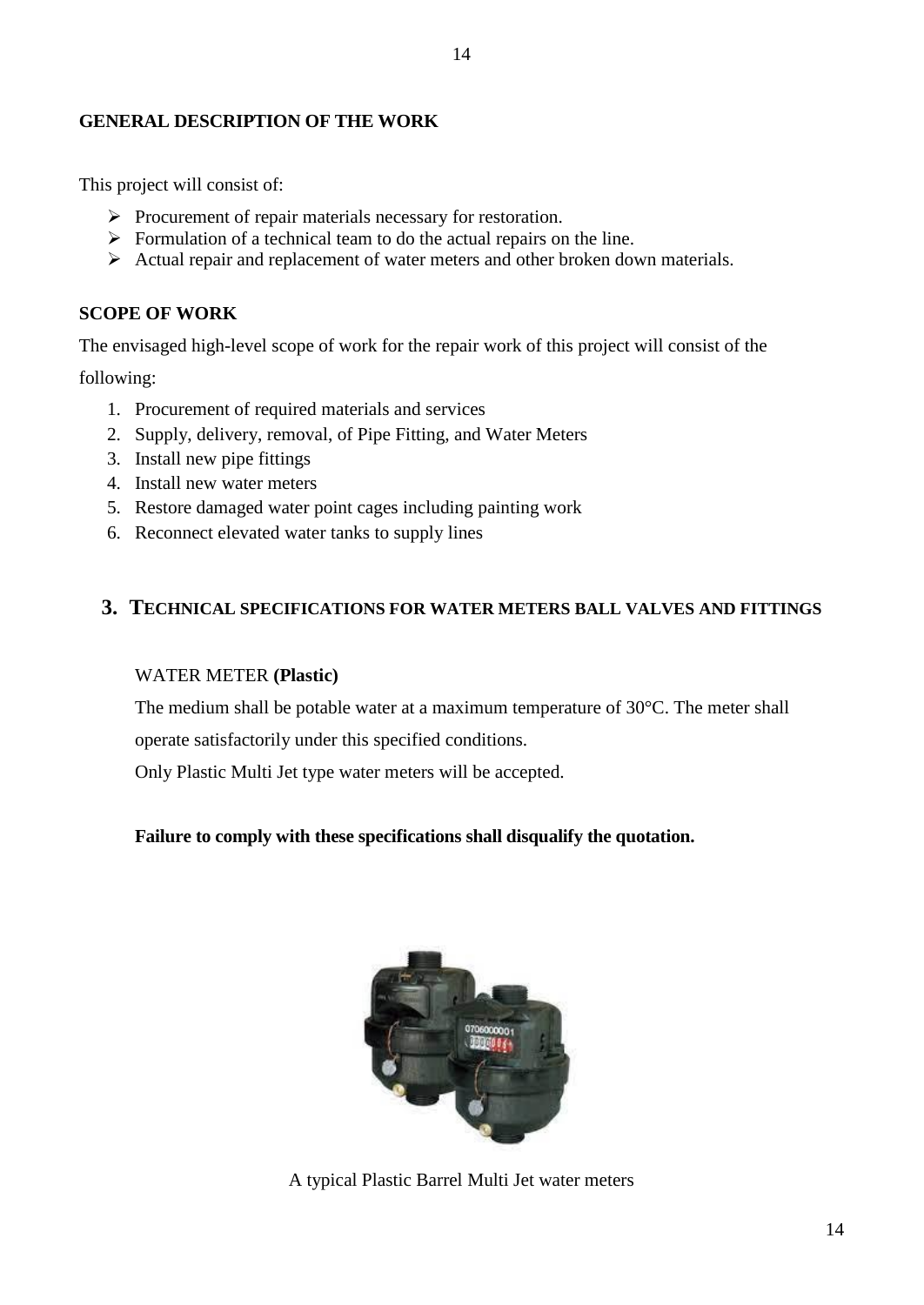## GENERAL DESCRIPTION OF THE WORK

This project will consist of:

- Procurement of repair materials necessary for restoration.
- Formulation of a technical team to do the actual repairs on the line.
- Actual repair and replacement of water meters and other broken down materials.

## SCOPE OF WORK

The envisaged high-level scope of work for the repair work of this project will consist of the following:

1. Procurement of required materials and services
2. Supply, delivery, removal, of Pipe Fitting, and Water Meters
3. Install new pipe fittings
4. Install new water meters
5. Restore damaged water point cages including painting work
6. Reconnect elevated water tanks to supply lines

## 3. TECHNICAL SPECIFICATIONS FOR WATER METERS BALL VALVES AND FITTINGS

WATER METER **(Plastic)**

The medium shall be potable water at a maximum temperature of 30°C. The meter shall operate satisfactorily under this specified conditions.

Only Plastic Multi Jet type water meters will be accepted.

**Failure to comply with these specifications shall disqualify the quotation.**

A typical Plastic Barrel Multi Jet water meters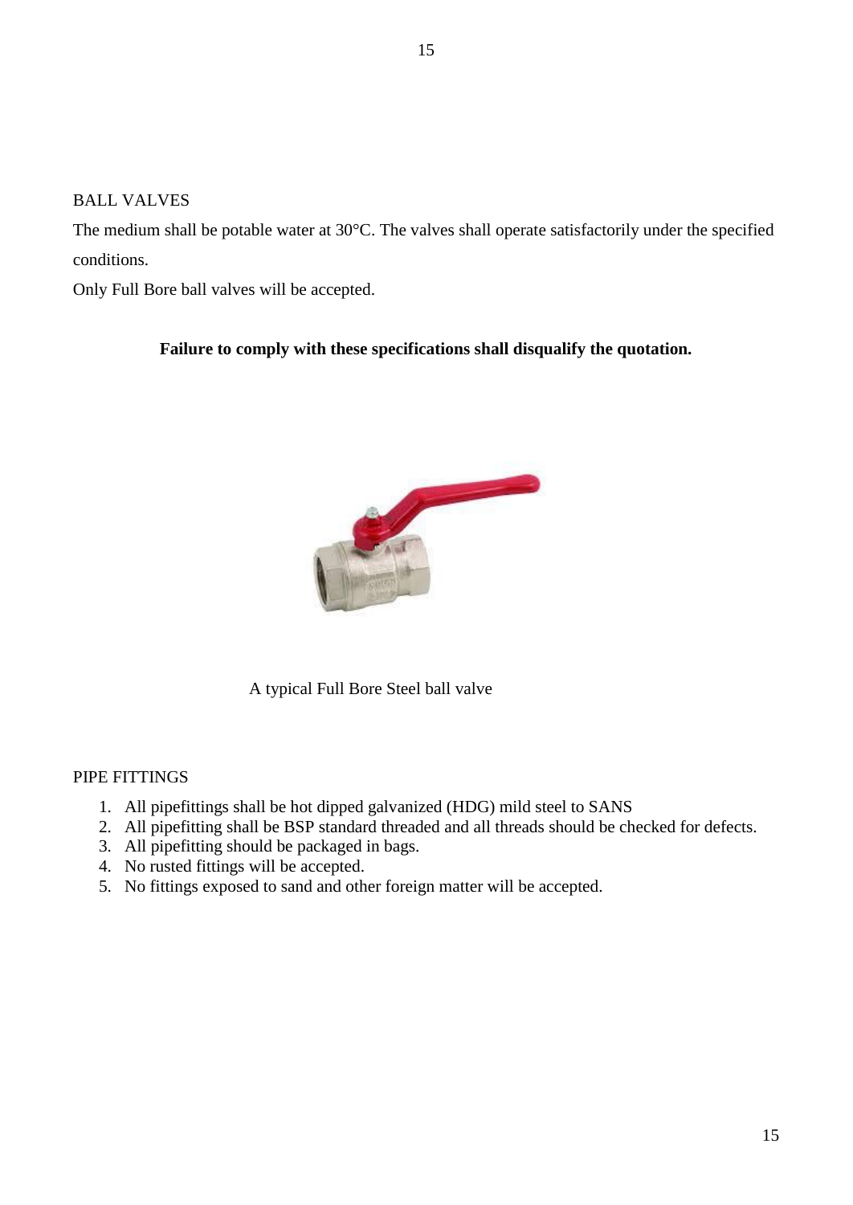## BALL VALVES

The medium shall be potable water at 30°C. The valves shall operate satisfactorily under the specified conditions.

Only Full Bore ball valves will be accepted.

**Failure to comply with these specifications shall disqualify the quotation.**

A typical Full Bore Steel ball valve

## PIPE FITTINGS

1. All pipefittings shall be hot dipped galvanized (HDG) mild steel to SANS
2. All pipefitting shall be BSP standard threaded and all threads should be checked for defects.
3. All pipefitting should be packaged in bags.
4. No rusted fittings will be accepted.
5. No fittings exposed to sand and other foreign matter will be accepted.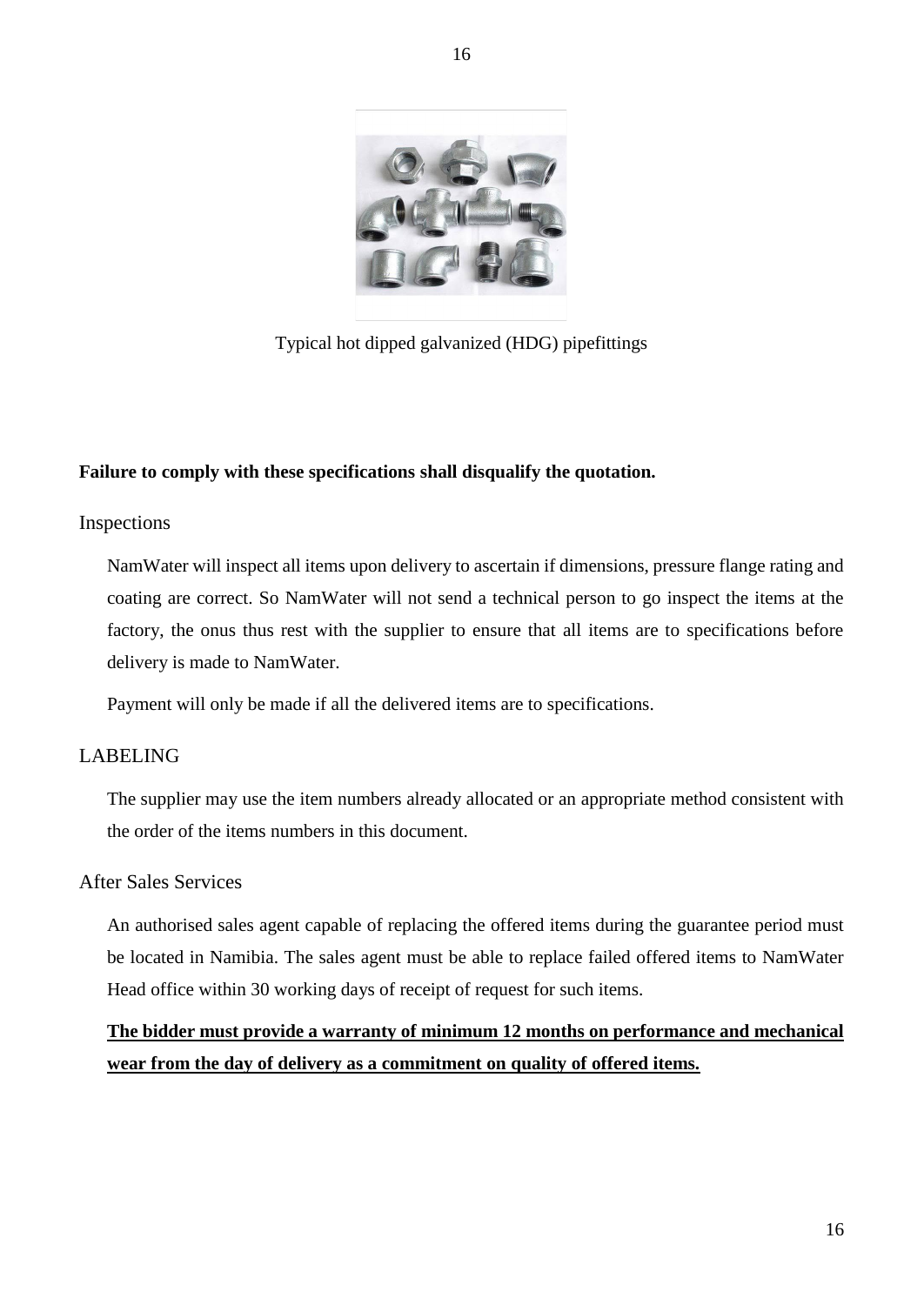Typical hot dipped galvanized (HDG) pipefittings

**Failure to comply with these specifications shall disqualify the quotation.**

## Inspections

NamWater will inspect all items upon delivery to ascertain if dimensions, pressure flange rating and coating are correct. So NamWater will not send a technical person to go inspect the items at the factory, the onus thus rest with the supplier to ensure that all items are to specifications before delivery is made to NamWater.

Payment will only be made if all the delivered items are to specifications.

## LABELING

The supplier may use the item numbers already allocated or an appropriate method consistent with the order of the items numbers in this document.

## After Sales Services

An authorised sales agent capable of replacing the offered items during the guarantee period must be located in Namibia. The sales agent must be able to replace failed offered items to NamWater Head office within 30 working days of receipt of request for such items.

**The bidder must provide a warranty of minimum 12 months on performance and mechanical wear from the day of delivery as a commitment on quality of offered items.**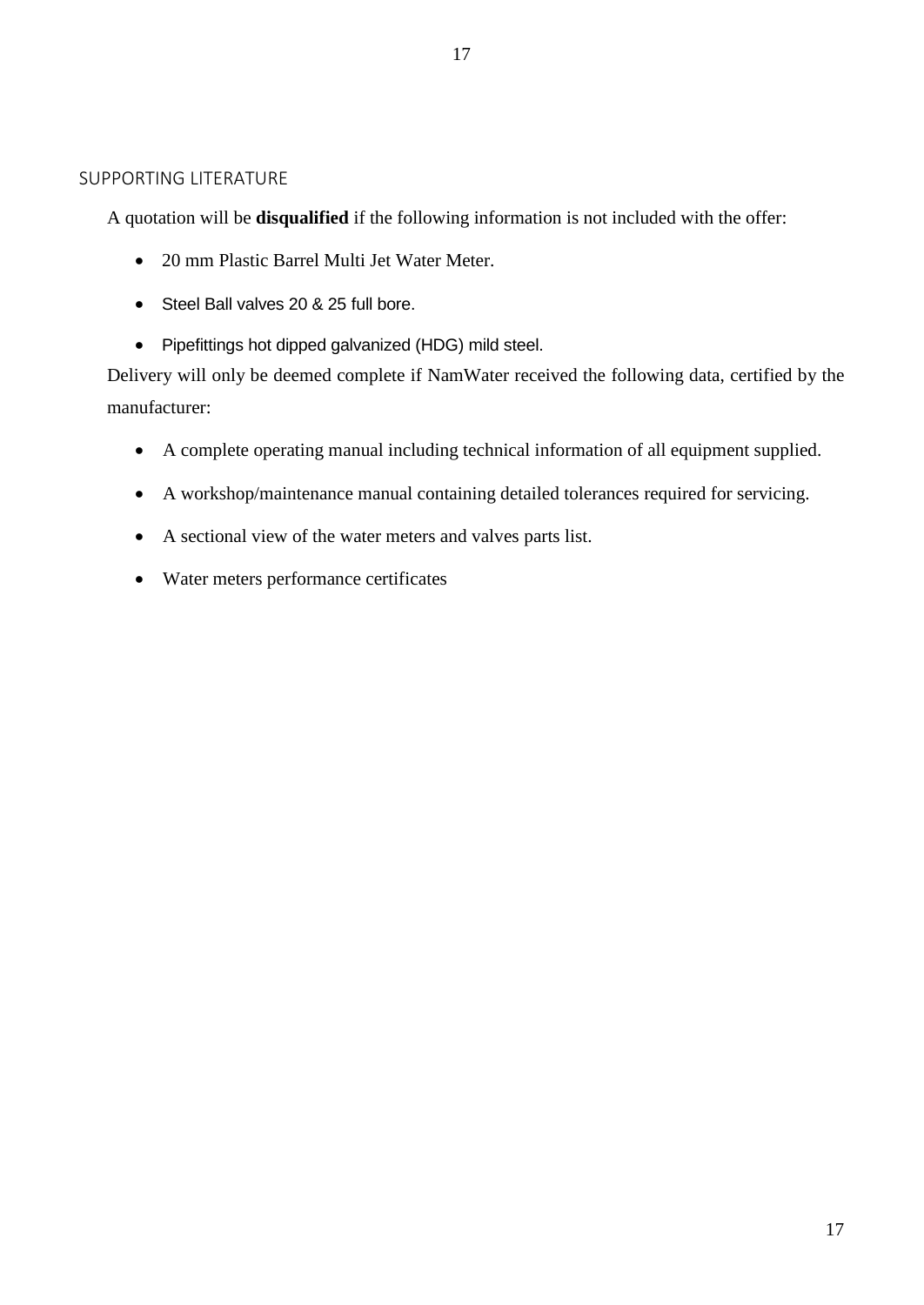## SUPPORTING LITERATURE

A quotation will be **disqualified** if the following information is not included with the offer:

- 20 mm Plastic Barrel Multi Jet Water Meter.
- Steel Ball valves 20 & 25 full bore.
- Pipefittings hot dipped galvanized (HDG) mild steel.

Delivery will only be deemed complete if NamWater received the following data, certified by the manufacturer:

- A complete operating manual including technical information of all equipment supplied.
- A workshop/maintenance manual containing detailed tolerances required for servicing.
- A sectional view of the water meters and valves parts list.
- Water meters performance certificates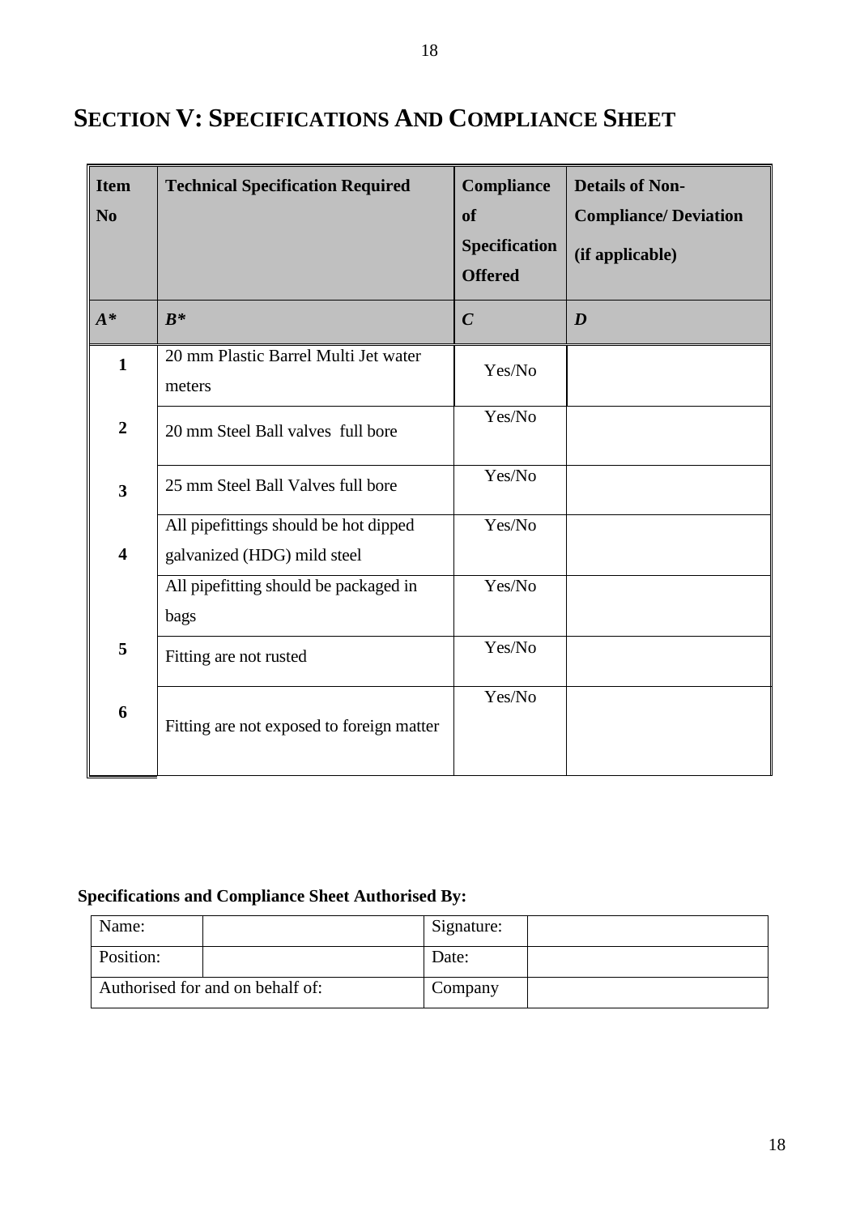# SECTION V: SPECIFICATIONS AND COMPLIANCE SHEET

| Item No | Technical Specification Required | Compliance of Specification Offered | Details of Non-Compliance/ Deviation (if applicable) |
|---|---|---|---|
| ***A**** | ***B**** | ***C*** | ***D*** |
| **1** | 20 mm Plastic Barrel Multi Jet water meters | Yes/No | |
| **2** | 20 mm Steel Ball valves full bore | Yes/No | |
| **3** | 25 mm Steel Ball Valves full bore | Yes/No | |
| **4** | All pipefittings should be hot dipped galvanized (HDG) mild steel | Yes/No | |
| | All pipefitting should be packaged in bags | Yes/No | |
| **5** | Fitting are not rusted | Yes/No | |
| **6** | Fitting are not exposed to foreign matter | Yes/No | |

**Specifications and Compliance Sheet Authorised By:**

| Name: | | Signature: | |
|---|---|---|---|
| Position: | | Date: | |
| Authorised for and on behalf of: | | Company | |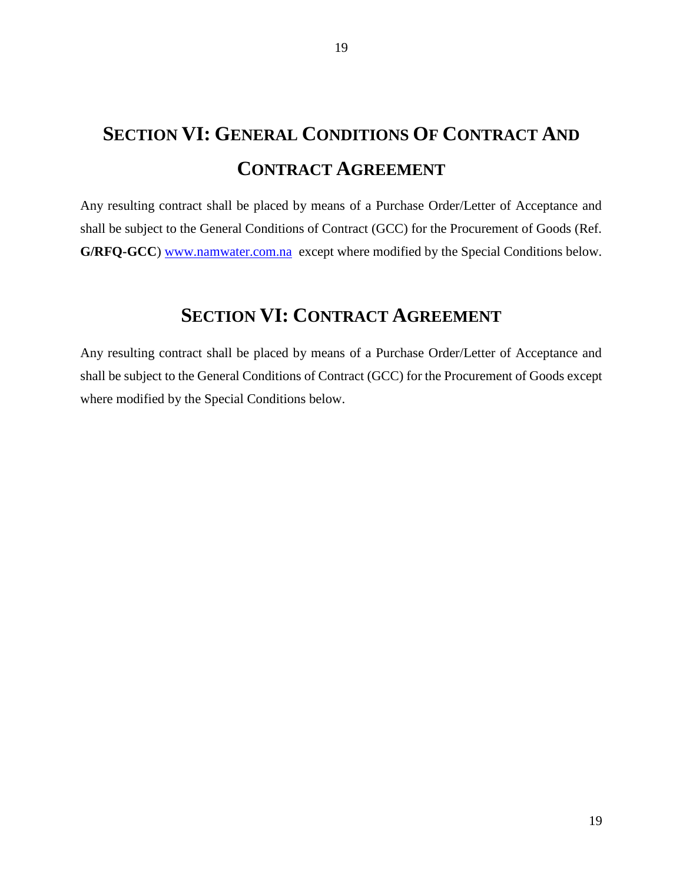# SECTION VI: GENERAL CONDITIONS OF CONTRACT AND CONTRACT AGREEMENT

Any resulting contract shall be placed by means of a Purchase Order/Letter of Acceptance and shall be subject to the General Conditions of Contract (GCC) for the Procurement of Goods (Ref. **G/RFQ-GCC**) [www.namwater.com.na](http://www.namwater.com.na) except where modified by the Special Conditions below.

# SECTION VI: CONTRACT AGREEMENT

Any resulting contract shall be placed by means of a Purchase Order/Letter of Acceptance and shall be subject to the General Conditions of Contract (GCC) for the Procurement of Goods except where modified by the Special Conditions below.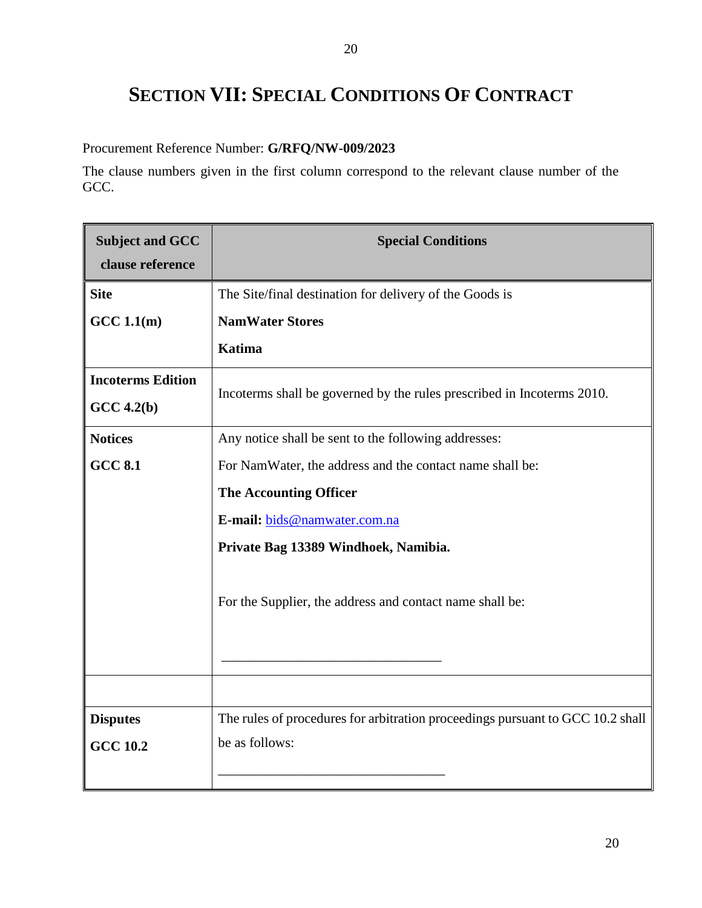# SECTION VII: SPECIAL CONDITIONS OF CONTRACT

Procurement Reference Number: **G/RFQ/NW-009/2023**

The clause numbers given in the first column correspond to the relevant clause number of the GCC.

| **Subject and GCC clause reference** | **Special Conditions** |
|---|---|
| **Site**<br>**GCC 1.1(m)** | The Site/final destination for delivery of the Goods is<br>**NamWater Stores**<br>**Katima** |
| **Incoterms Edition**<br>**GCC 4.2(b)** | Incoterms shall be governed by the rules prescribed in Incoterms 2010. |
| **Notices**<br>**GCC 8.1** | Any notice shall be sent to the following addresses:<br>For NamWater, the address and the contact name shall be:<br>**The Accounting Officer**<br>**E-mail:** bids@namwater.com.na<br>**Private Bag 13389 Windhoek, Namibia.**<br><br>For the Supplier, the address and contact name shall be:<br><br>_______________________________ |
| | |
| **Disputes**<br>**GCC 10.2** | The rules of procedures for arbitration proceedings pursuant to GCC 10.2 shall be as follows:<br>_______________________________ |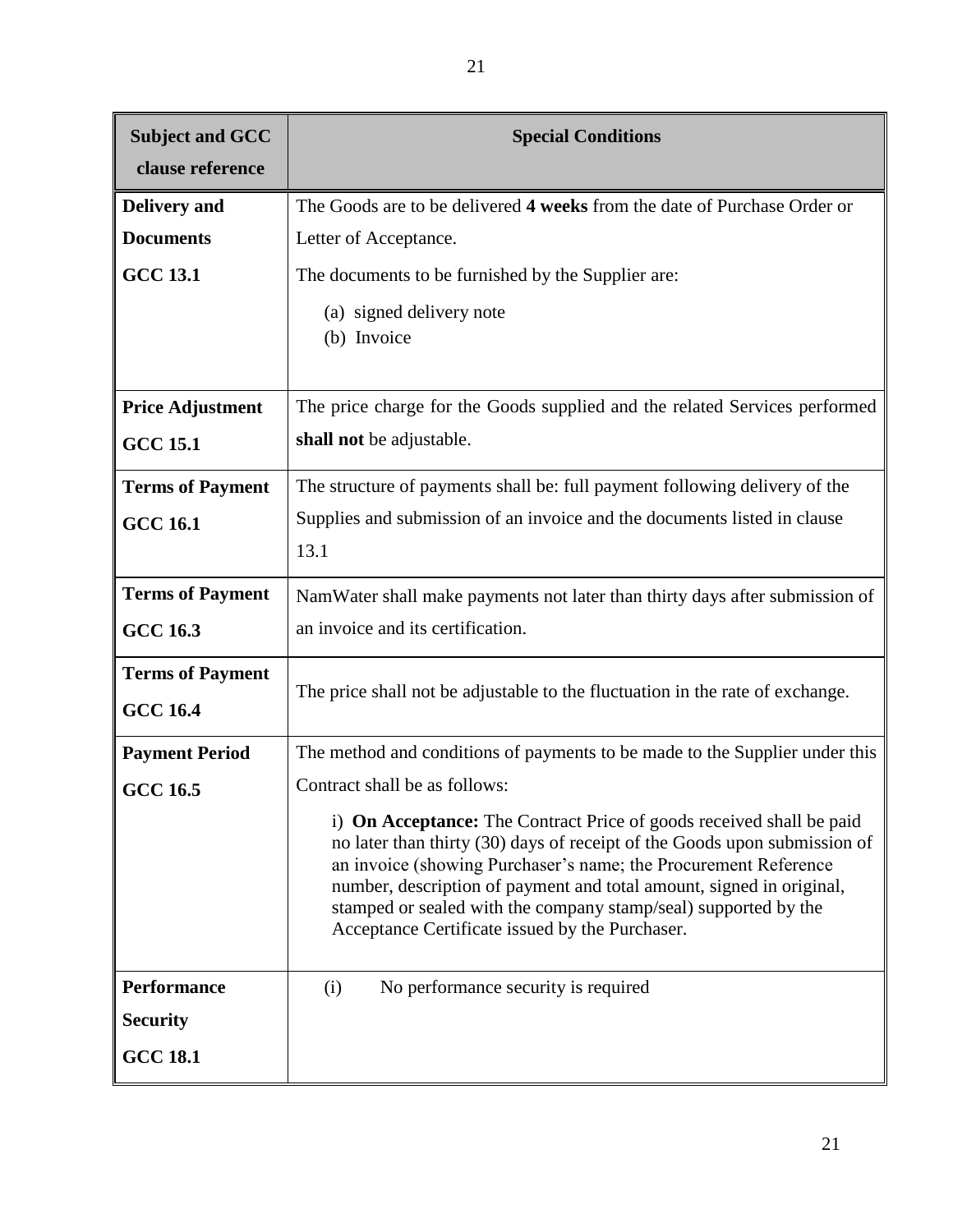| Subject and GCC clause reference | Special Conditions |
|---|---|
| **Delivery and Documents GCC 13.1** | The Goods are to be delivered **4 weeks** from the date of Purchase Order or Letter of Acceptance.<br>The documents to be furnished by the Supplier are:<br>(a) signed delivery note<br>(b) Invoice |
| **Price Adjustment GCC 15.1** | The price charge for the Goods supplied and the related Services performed **shall not** be adjustable. |
| **Terms of Payment GCC 16.1** | The structure of payments shall be: full payment following delivery of the Supplies and submission of an invoice and the documents listed in clause 13.1 |
| **Terms of Payment GCC 16.3** | NamWater shall make payments not later than thirty days after submission of an invoice and its certification. |
| **Terms of Payment GCC 16.4** | The price shall not be adjustable to the fluctuation in the rate of exchange. |
| **Payment Period GCC 16.5** | The method and conditions of payments to be made to the Supplier under this Contract shall be as follows:<br>i) **On Acceptance:** The Contract Price of goods received shall be paid no later than thirty (30) days of receipt of the Goods upon submission of an invoice (showing Purchaser's name; the Procurement Reference number, description of payment and total amount, signed in original, stamped or sealed with the company stamp/seal) supported by the Acceptance Certificate issued by the Purchaser. |
| **Performance Security GCC 18.1** | (i) No performance security is required |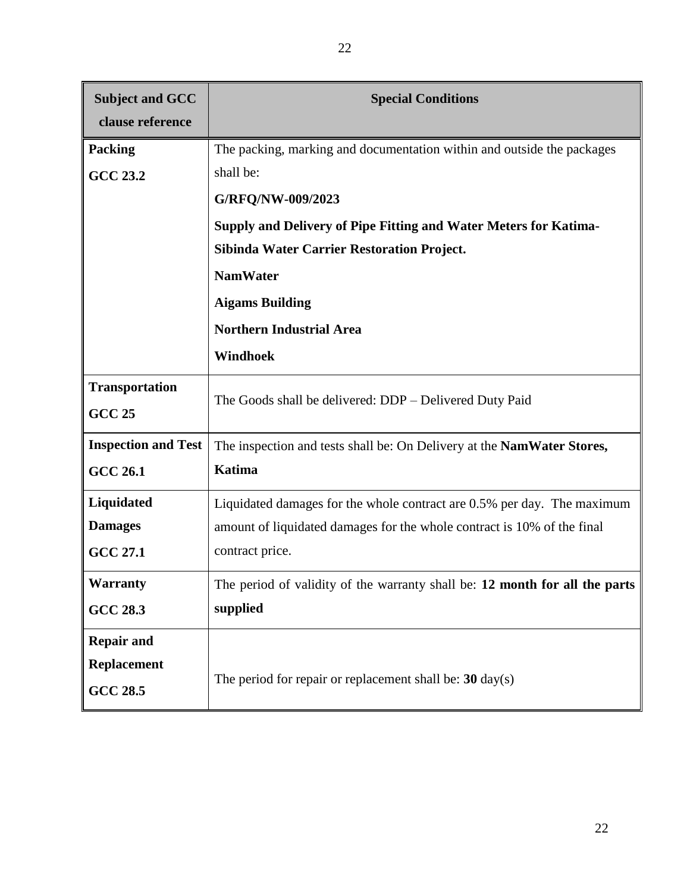| Subject and GCC clause reference | Special Conditions |
| --- | --- |
| **Packing**<br>**GCC 23.2** | The packing, marking and documentation within and outside the packages shall be:<br>**G/RFQ/NW-009/2023**<br>**Supply and Delivery of Pipe Fitting and Water Meters for Katima-Sibinda Water Carrier Restoration Project.**<br>**NamWater**<br>**Aigams Building**<br>**Northern Industrial Area**<br>**Windhoek** |
| **Transportation**<br>**GCC 25** | The Goods shall be delivered: DDP – Delivered Duty Paid |
| **Inspection and Test**<br>**GCC 26.1** | The inspection and tests shall be: On Delivery at the **NamWater Stores, Katima** |
| **Liquidated Damages**<br>**GCC 27.1** | Liquidated damages for the whole contract are 0.5% per day. The maximum amount of liquidated damages for the whole contract is 10% of the final contract price. |
| **Warranty**<br>**GCC 28.3** | The period of validity of the warranty shall be: **12 month for all the parts supplied** |
| **Repair and Replacement**<br>**GCC 28.5** | The period for repair or replacement shall be: **30** day(s) |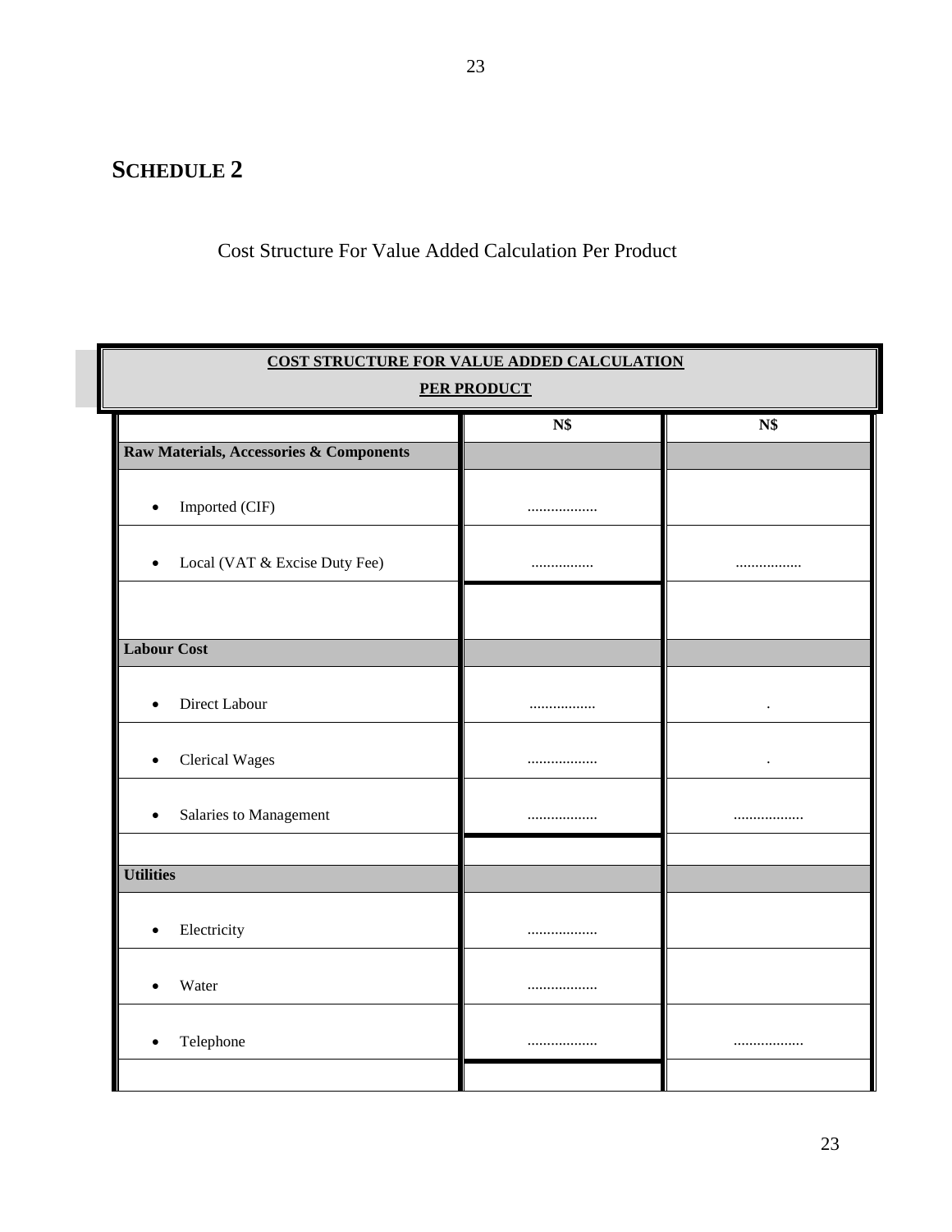# SCHEDULE 2

Cost Structure For Value Added Calculation Per Product

| COST STRUCTURE FOR VALUE ADDED CALCULATION PER PRODUCT | | |
|---|---|---|
| | N$ | N$ |
| **Raw Materials, Accessories & Components** | | |
| • Imported (CIF) | .................. | |
| • Local (VAT & Excise Duty Fee) | ................ | ................. |
| | | |
| **Labour Cost** | | |
| • Direct Labour | ................. | . |
| • Clerical Wages | .................. | . |
| • Salaries to Management | .................. | .................. |
| | | |
| **Utilities** | | |
| • Electricity | .................. | |
| • Water | .................. | |
| • Telephone | .................. | .................. |
| | | |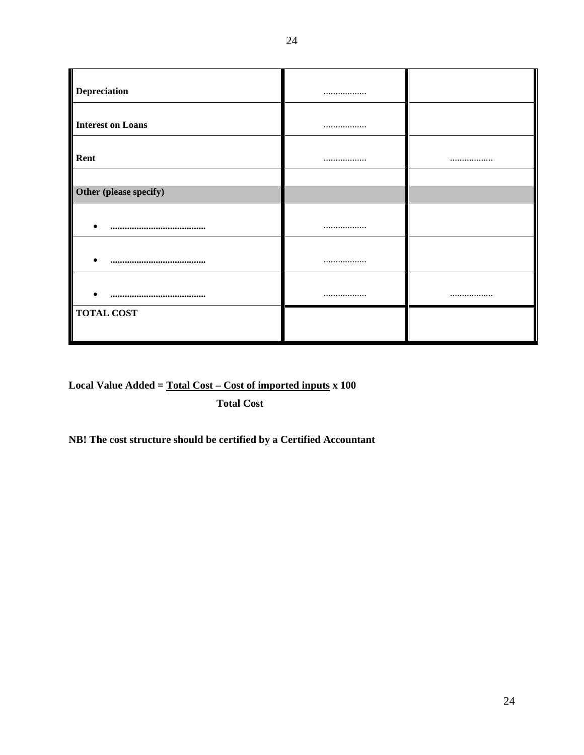| | | |
|---|---|---|
| **Depreciation** | .................. | |
| **Interest on Loans** | .................. | |
| **Rent** | .................. | .................. |
| | | |
| **Other (please specify)** | | |
| • **........................................** | .................. | |
| • **........................................** | .................. | |
| • **........................................** | .................. | .................. |
| **TOTAL COST** | | |

**Local Value Added = <u>Total Cost – Cost of imported inputs</u> x 100**
**Total Cost**

$$\text{Local Value Added} = \frac{\text{Total Cost} - \text{Cost of imported inputs}}{\text{Total Cost}} \times 100$$

**NB! The cost structure should be certified by a Certified Accountant**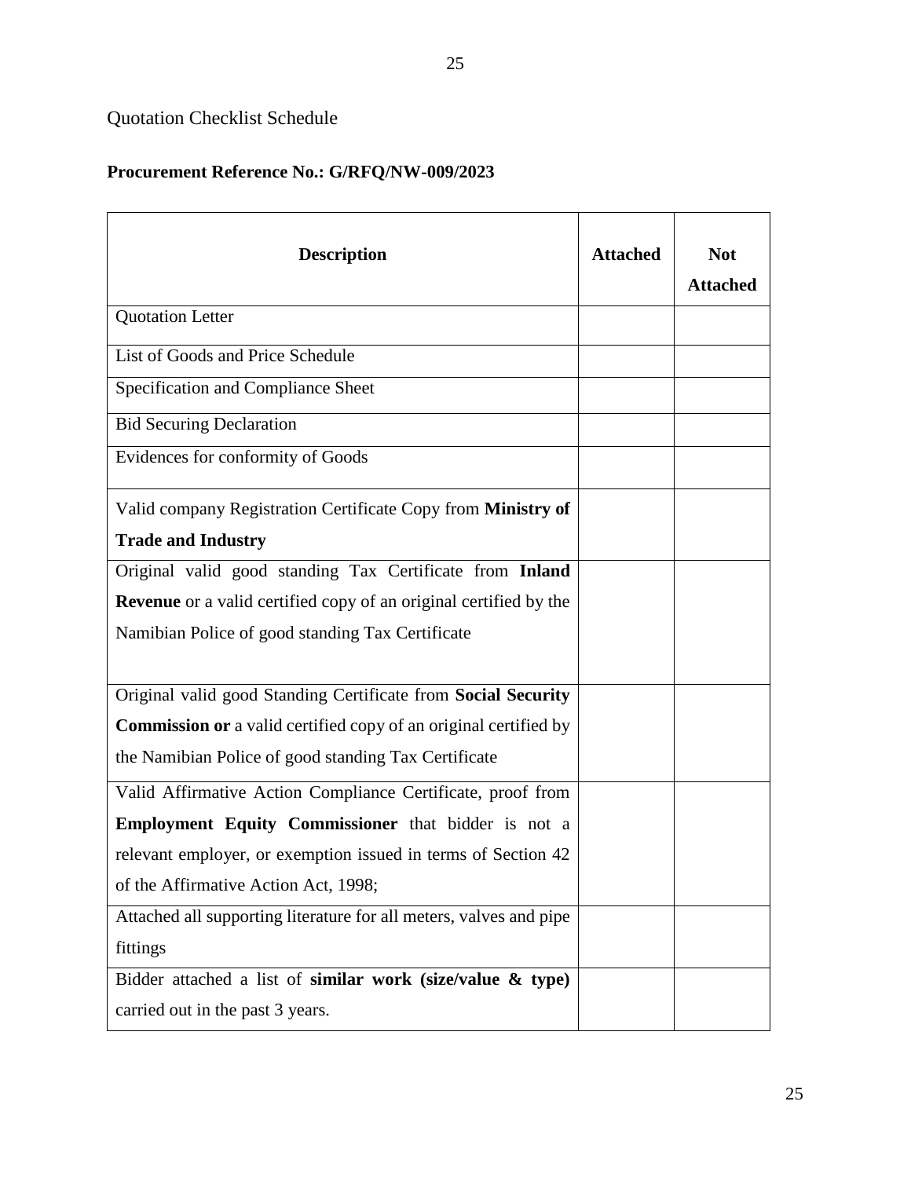Quotation Checklist Schedule

**Procurement Reference No.: G/RFQ/NW-009/2023**

| **Description** | **Attached** | **Not Attached** |
|---|---|---|
| Quotation Letter | | |
| List of Goods and Price Schedule | | |
| Specification and Compliance Sheet | | |
| Bid Securing Declaration | | |
| Evidences for conformity of Goods | | |
| Valid company Registration Certificate Copy from **Ministry of Trade and Industry** | | |
| Original valid good standing Tax Certificate from **Inland Revenue** or a valid certified copy of an original certified by the Namibian Police of good standing Tax Certificate | | |
| Original valid good Standing Certificate from **Social Security Commission or** a valid certified copy of an original certified by the Namibian Police of good standing Tax Certificate | | |
| Valid Affirmative Action Compliance Certificate, proof from **Employment Equity Commissioner** that bidder is not a relevant employer, or exemption issued in terms of Section 42 of the Affirmative Action Act, 1998; | | |
| Attached all supporting literature for all meters, valves and pipe fittings | | |
| Bidder attached a list of **similar work (size/value & type)** carried out in the past 3 years. | | |